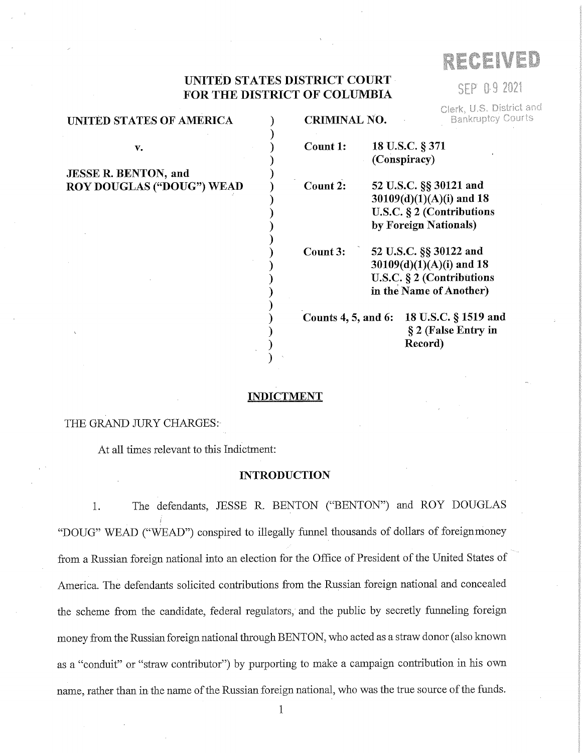RECEIVED

SEP 09 2021

Clerk, U.S. District and Bankruptcy Courts

**UNITED STATES DISTRICT COURT**
**FOR THE DISTRICT OF COLUMBIA**

| | |
|---|---|
| **UNITED STATES OF AMERICA** | **CRIMINAL NO.** |
| **v.** | **Count 1:** **18 U.S.C. § 371 (Conspiracy)** |
| **JESSE R. BENTON, and ROY DOUGLAS ("DOUG") WEAD** | **Count 2:** **52 U.S.C. §§ 30121 and 30109(d)(1)(A)(i) and 18 U.S.C. § 2 (Contributions by Foreign Nationals)** |
| | **Count 3:** **52 U.S.C. §§ 30122 and 30109(d)(1)(A)(i) and 18 U.S.C. § 2 (Contributions in the Name of Another)** |
| | **Counts 4, 5, and 6:** **18 U.S.C. § 1519 and § 2 (False Entry in Record)** |

## INDICTMENT

THE GRAND JURY CHARGES:

At all times relevant to this Indictment:

### INTRODUCTION

1. The defendants, JESSE R. BENTON ("BENTON") and ROY DOUGLAS "DOUG" WEAD ("WEAD") conspired to illegally funnel thousands of dollars of foreign money from a Russian foreign national into an election for the Office of President of the United States of America. The defendants solicited contributions from the Russian foreign national and concealed the scheme from the candidate, federal regulators, and the public by secretly funneling foreign money from the Russian foreign national through BENTON, who acted as a straw donor (also known as a "conduit" or "straw contributor") by purporting to make a campaign contribution in his own name, rather than in the name of the Russian foreign national, who was the true source of the funds.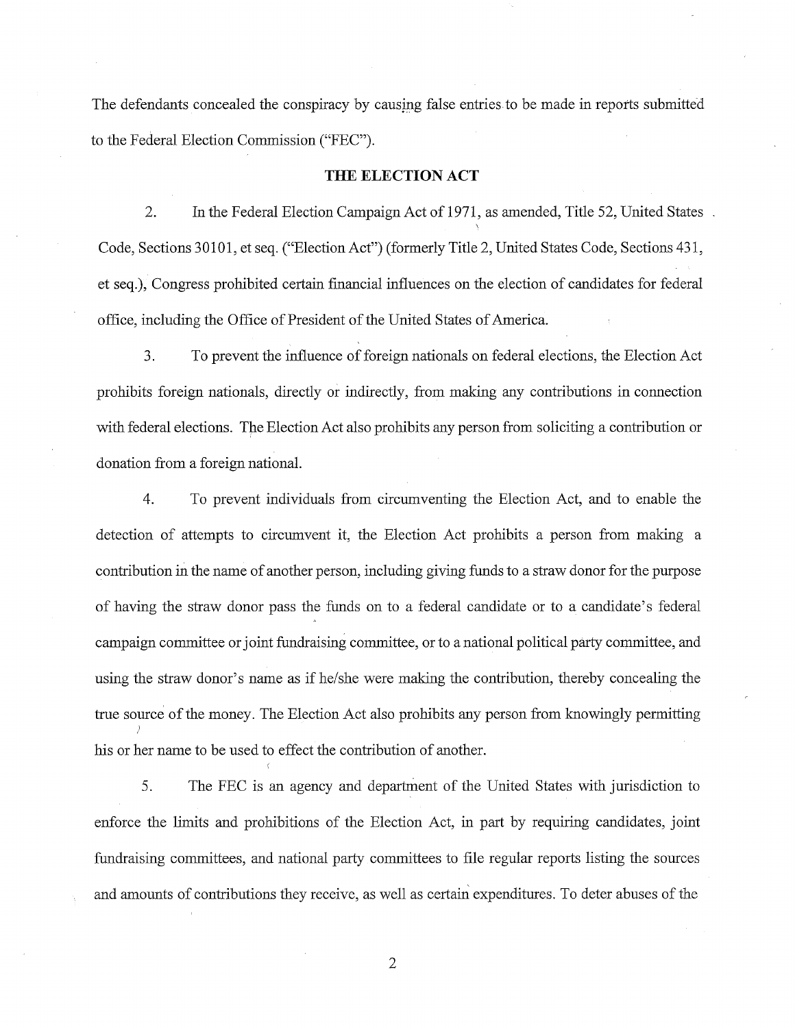The defendants concealed the conspiracy by causing false entries to be made in reports submitted to the Federal Election Commission ("FEC").

## THE ELECTION ACT

2. In the Federal Election Campaign Act of 1971, as amended, Title 52, United States Code, Sections 30101, et seq. ("Election Act") (formerly Title 2, United States Code, Sections 431, et seq.), Congress prohibited certain financial influences on the election of candidates for federal office, including the Office of President of the United States of America.

3. To prevent the influence of foreign nationals on federal elections, the Election Act prohibits foreign nationals, directly or indirectly, from making any contributions in connection with federal elections. The Election Act also prohibits any person from soliciting a contribution or donation from a foreign national.

4. To prevent individuals from circumventing the Election Act, and to enable the detection of attempts to circumvent it, the Election Act prohibits a person from making a contribution in the name of another person, including giving funds to a straw donor for the purpose of having the straw donor pass the funds on to a federal candidate or to a candidate's federal campaign committee or joint fundraising committee, or to a national political party committee, and using the straw donor's name as if he/she were making the contribution, thereby concealing the true source of the money. The Election Act also prohibits any person from knowingly permitting his or her name to be used to effect the contribution of another.

5. The FEC is an agency and department of the United States with jurisdiction to enforce the limits and prohibitions of the Election Act, in part by requiring candidates, joint fundraising committees, and national party committees to file regular reports listing the sources and amounts of contributions they receive, as well as certain expenditures. To deter abuses of the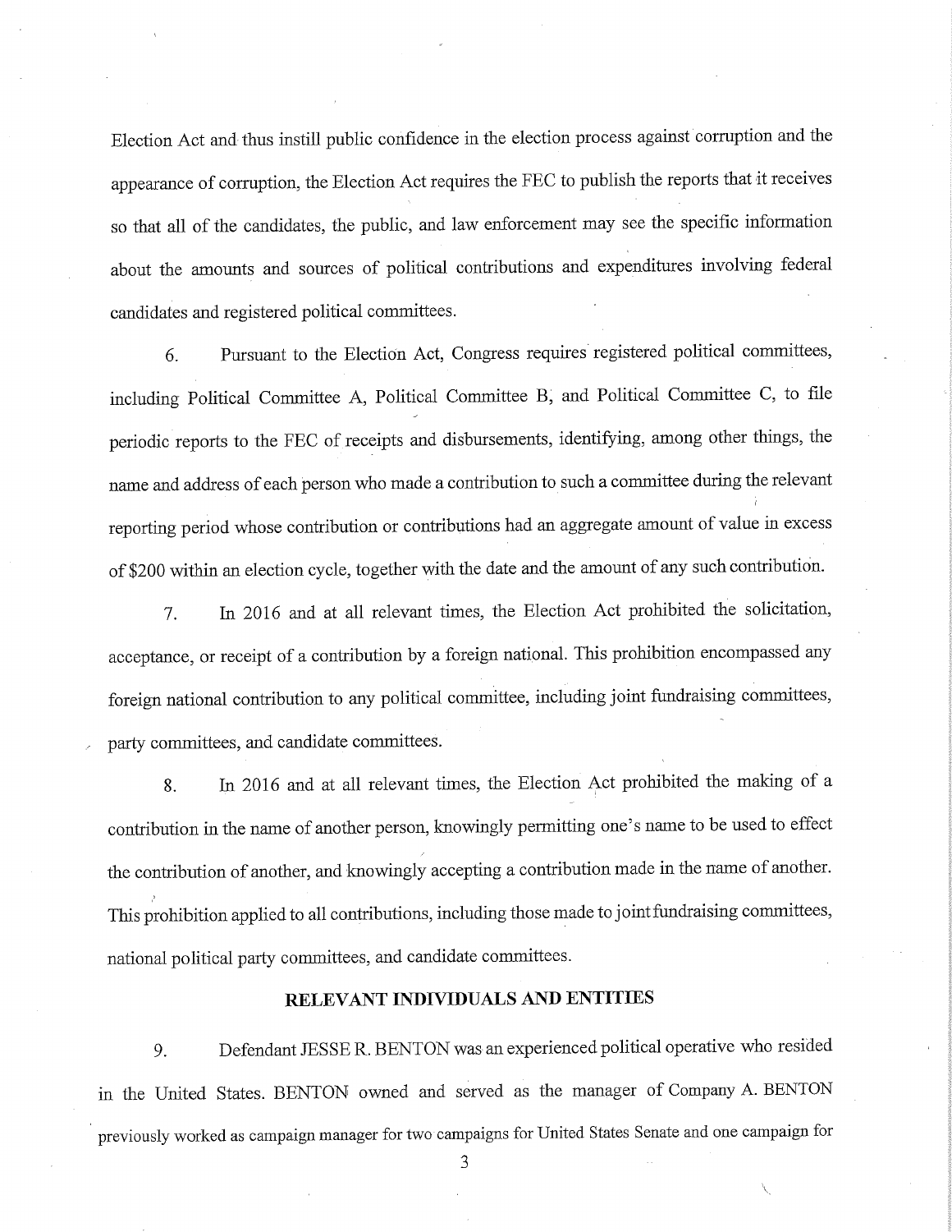Election Act and thus instill public confidence in the election process against corruption and the appearance of corruption, the Election Act requires the FEC to publish the reports that it receives so that all of the candidates, the public, and law enforcement may see the specific information about the amounts and sources of political contributions and expenditures involving federal candidates and registered political committees.

6. Pursuant to the Election Act, Congress requires registered political committees, including Political Committee A, Political Committee B, and Political Committee C, to file periodic reports to the FEC of receipts and disbursements, identifying, among other things, the name and address of each person who made a contribution to such a committee during the relevant reporting period whose contribution or contributions had an aggregate amount of value in excess of $200 within an election cycle, together with the date and the amount of any such contribution.

7. In 2016 and at all relevant times, the Election Act prohibited the solicitation, acceptance, or receipt of a contribution by a foreign national. This prohibition encompassed any foreign national contribution to any political committee, including joint fundraising committees, party committees, and candidate committees.

8. In 2016 and at all relevant times, the Election Act prohibited the making of a contribution in the name of another person, knowingly permitting one's name to be used to effect the contribution of another, and knowingly accepting a contribution made in the name of another. This prohibition applied to all contributions, including those made to joint fundraising committees, national political party committees, and candidate committees.

## RELEVANT INDIVIDUALS AND ENTITIES

9. Defendant JESSE R. BENTON was an experienced political operative who resided in the United States. BENTON owned and served as the manager of Company A. BENTON previously worked as campaign manager for two campaigns for United States Senate and one campaign for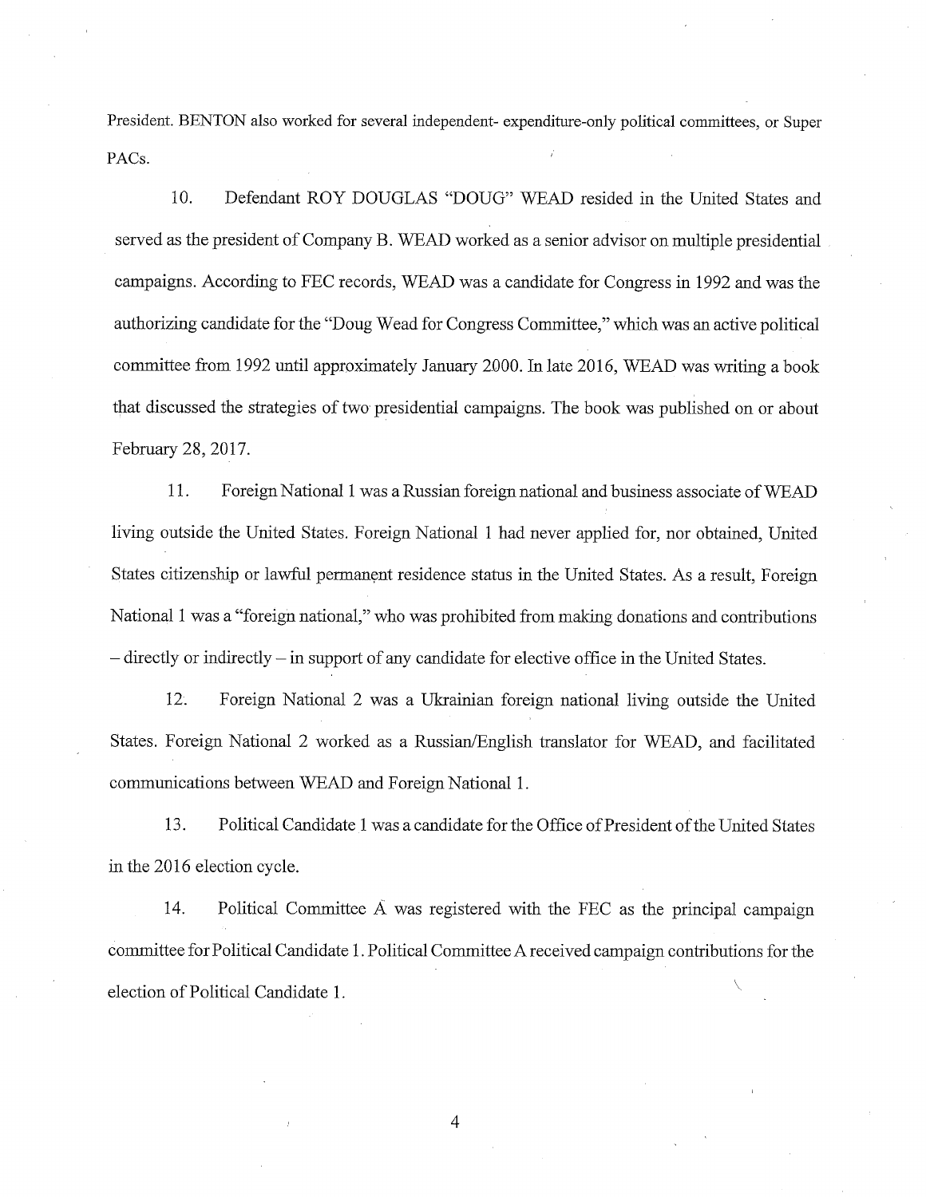President. BENTON also worked for several independent- expenditure-only political committees, or Super PACs.

10. Defendant ROY DOUGLAS "DOUG" WEAD resided in the United States and served as the president of Company B. WEAD worked as a senior advisor on multiple presidential campaigns. According to FEC records, WEAD was a candidate for Congress in 1992 and was the authorizing candidate for the "Doug Wead for Congress Committee," which was an active political committee from 1992 until approximately January 2000. In late 2016, WEAD was writing a book that discussed the strategies of two presidential campaigns. The book was published on or about February 28, 2017.

11. Foreign National 1 was a Russian foreign national and business associate of WEAD living outside the United States. Foreign National 1 had never applied for, nor obtained, United States citizenship or lawful permanent residence status in the United States. As a result, Foreign National 1 was a "foreign national," who was prohibited from making donations and contributions – directly or indirectly – in support of any candidate for elective office in the United States.

12. Foreign National 2 was a Ukrainian foreign national living outside the United States. Foreign National 2 worked as a Russian/English translator for WEAD, and facilitated communications between WEAD and Foreign National 1.

13. Political Candidate 1 was a candidate for the Office of President of the United States in the 2016 election cycle.

14. Political Committee A was registered with the FEC as the principal campaign committee for Political Candidate 1. Political Committee A received campaign contributions for the election of Political Candidate 1.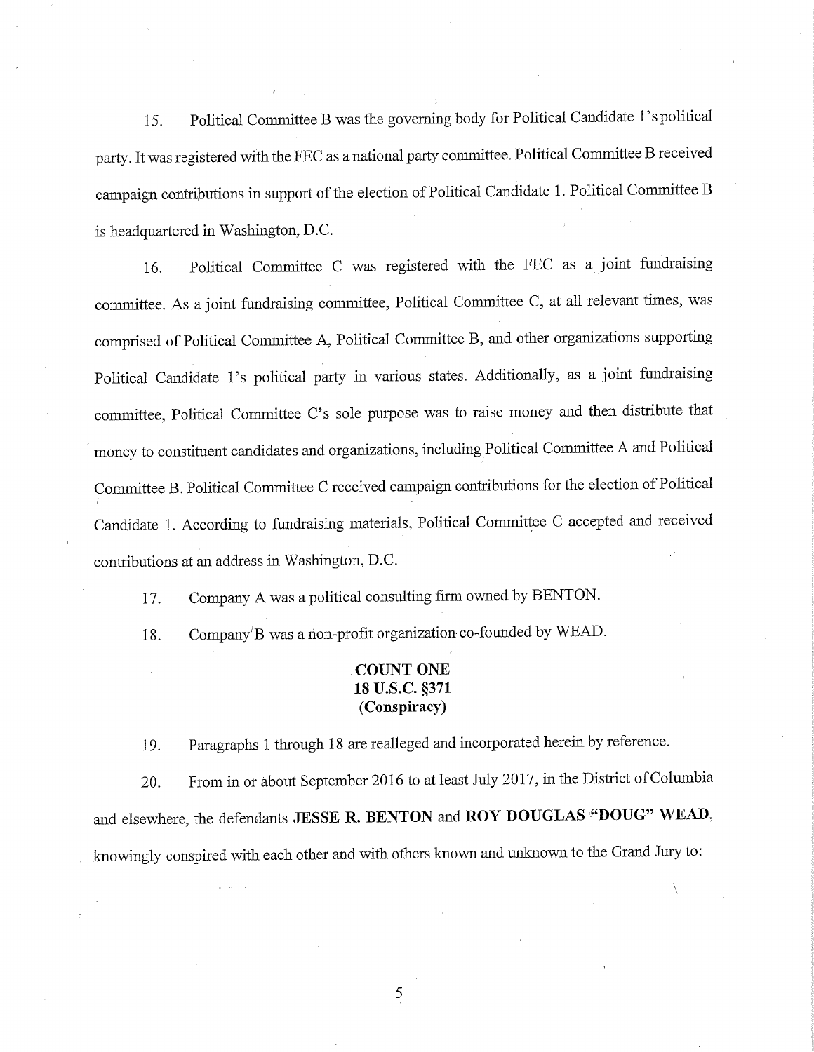15. Political Committee B was the governing body for Political Candidate 1's political party. It was registered with the FEC as a national party committee. Political Committee B received campaign contributions in support of the election of Political Candidate 1. Political Committee B is headquartered in Washington, D.C.

16. Political Committee C was registered with the FEC as a joint fundraising committee. As a joint fundraising committee, Political Committee C, at all relevant times, was comprised of Political Committee A, Political Committee B, and other organizations supporting Political Candidate 1's political party in various states. Additionally, as a joint fundraising committee, Political Committee C's sole purpose was to raise money and then distribute that money to constituent candidates and organizations, including Political Committee A and Political Committee B. Political Committee C received campaign contributions for the election of Political Candidate 1. According to fundraising materials, Political Committee C accepted and received contributions at an address in Washington, D.C.

17. Company A was a political consulting firm owned by BENTON.

18. Company B was a non-profit organization co-founded by WEAD.

**COUNT ONE**
**18 U.S.C. §371**
**(Conspiracy)**

19. Paragraphs 1 through 18 are realleged and incorporated herein by reference.

20. From in or about September 2016 to at least July 2017, in the District of Columbia and elsewhere, the defendants **JESSE R. BENTON** and **ROY DOUGLAS "DOUG" WEAD**, knowingly conspired with each other and with others known and unknown to the Grand Jury to: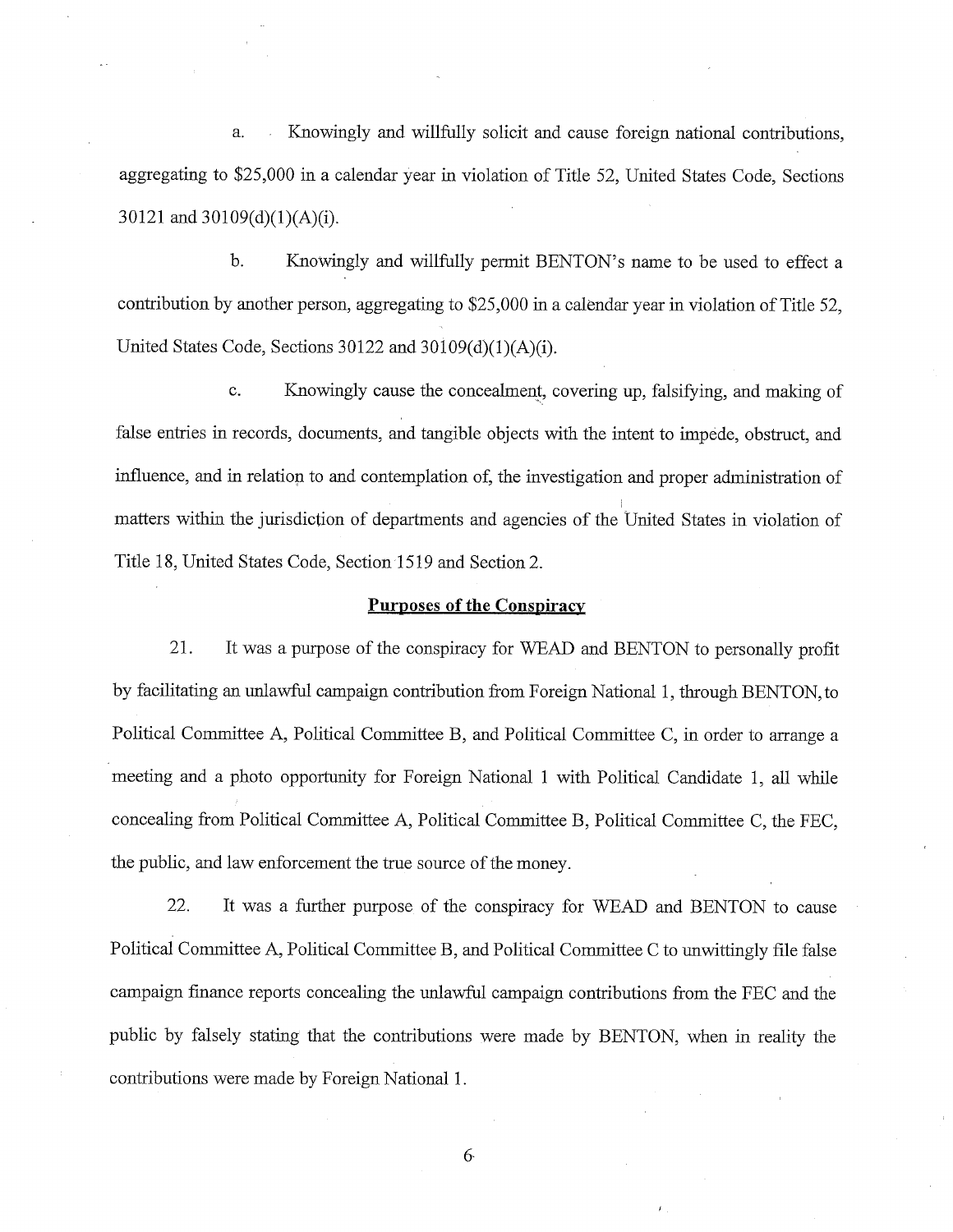a. Knowingly and willfully solicit and cause foreign national contributions, aggregating to $25,000 in a calendar year in violation of Title 52, United States Code, Sections 30121 and 30109(d)(1)(A)(i).

b. Knowingly and willfully permit BENTON's name to be used to effect a contribution by another person, aggregating to $25,000 in a calendar year in violation of Title 52, United States Code, Sections 30122 and 30109(d)(1)(A)(i).

c. Knowingly cause the concealment, covering up, falsifying, and making of false entries in records, documents, and tangible objects with the intent to impede, obstruct, and influence, and in relation to and contemplation of, the investigation and proper administration of matters within the jurisdiction of departments and agencies of the United States in violation of Title 18, United States Code, Section 1519 and Section 2.

**Purposes of the Conspiracy**

21. It was a purpose of the conspiracy for WEAD and BENTON to personally profit by facilitating an unlawful campaign contribution from Foreign National 1, through BENTON, to Political Committee A, Political Committee B, and Political Committee C, in order to arrange a meeting and a photo opportunity for Foreign National 1 with Political Candidate 1, all while concealing from Political Committee A, Political Committee B, Political Committee C, the FEC, the public, and law enforcement the true source of the money.

22. It was a further purpose of the conspiracy for WEAD and BENTON to cause Political Committee A, Political Committee B, and Political Committee C to unwittingly file false campaign finance reports concealing the unlawful campaign contributions from the FEC and the public by falsely stating that the contributions were made by BENTON, when in reality the contributions were made by Foreign National 1.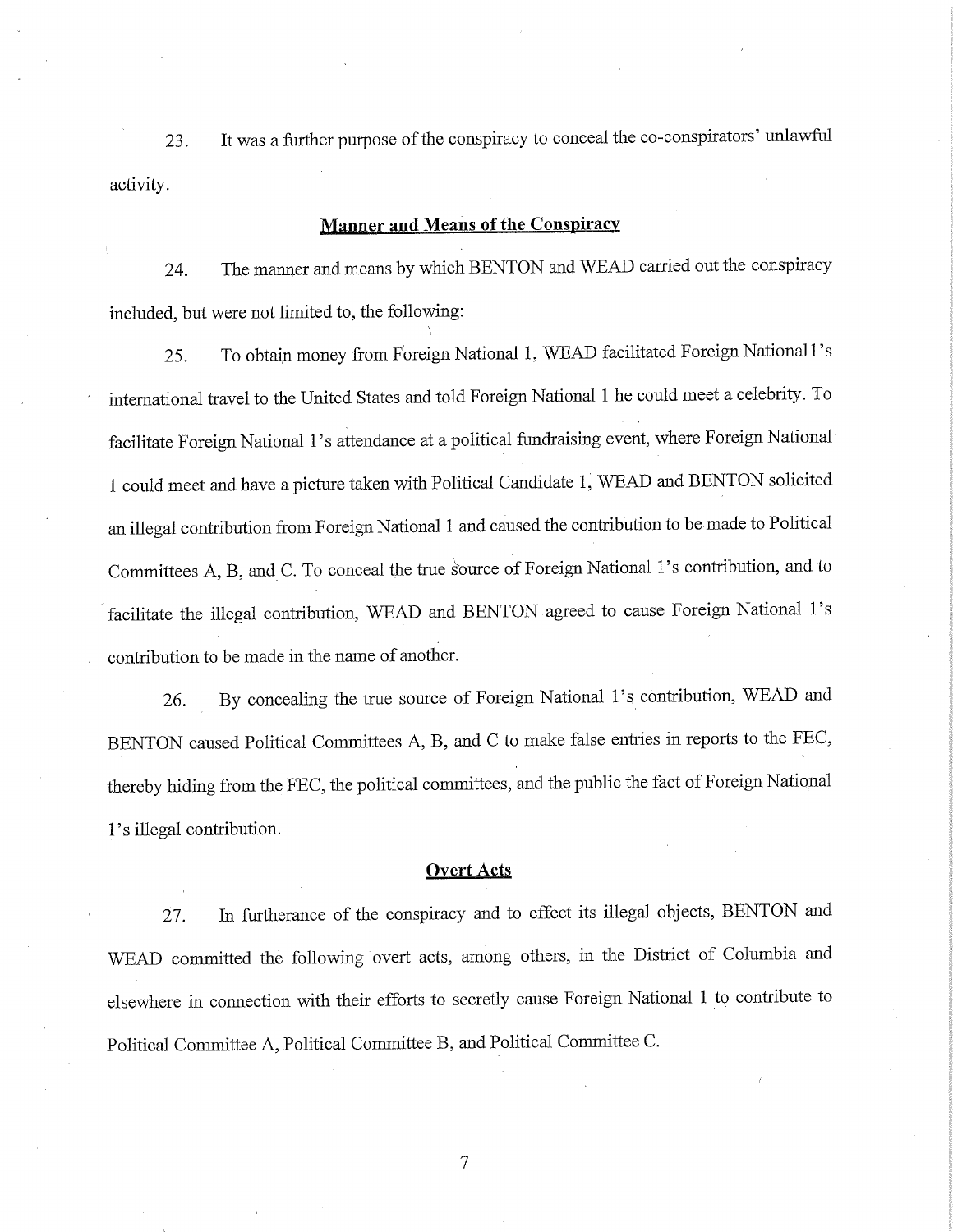23. It was a further purpose of the conspiracy to conceal the co-conspirators' unlawful activity.

## Manner and Means of the Conspiracy

24. The manner and means by which BENTON and WEAD carried out the conspiracy included, but were not limited to, the following:

25. To obtain money from Foreign National 1, WEAD facilitated Foreign National 1's international travel to the United States and told Foreign National 1 he could meet a celebrity. To facilitate Foreign National 1's attendance at a political fundraising event, where Foreign National 1 could meet and have a picture taken with Political Candidate 1, WEAD and BENTON solicited an illegal contribution from Foreign National 1 and caused the contribution to be made to Political Committees A, B, and C. To conceal the true source of Foreign National 1's contribution, and to facilitate the illegal contribution, WEAD and BENTON agreed to cause Foreign National 1's contribution to be made in the name of another.

26. By concealing the true source of Foreign National 1's contribution, WEAD and BENTON caused Political Committees A, B, and C to make false entries in reports to the FEC, thereby hiding from the FEC, the political committees, and the public the fact of Foreign National 1's illegal contribution.

## Overt Acts

27. In furtherance of the conspiracy and to effect its illegal objects, BENTON and WEAD committed the following overt acts, among others, in the District of Columbia and elsewhere in connection with their efforts to secretly cause Foreign National 1 to contribute to Political Committee A, Political Committee B, and Political Committee C.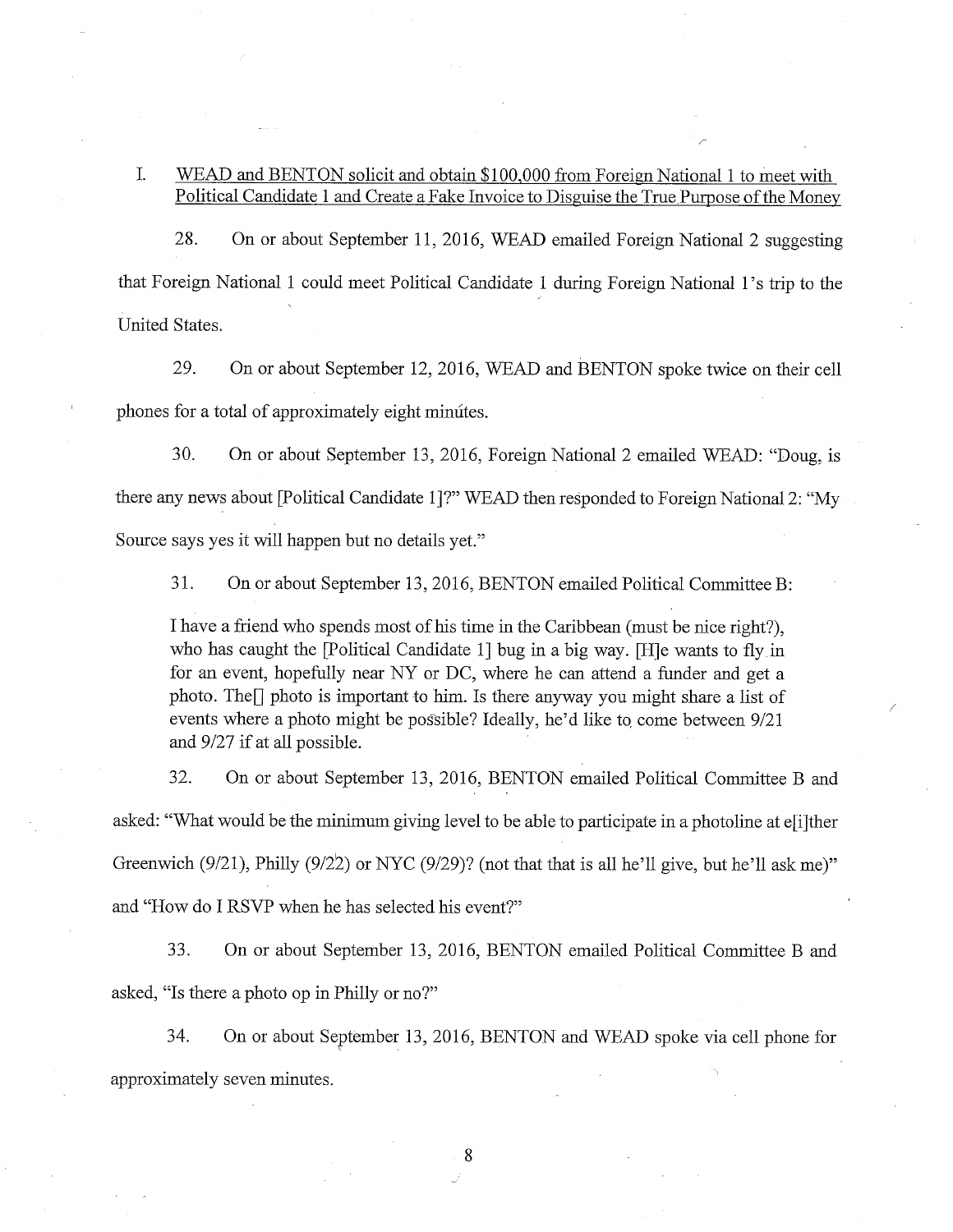I. <u>WEAD and BENTON solicit and obtain $100,000 from Foreign National 1 to meet with Political Candidate 1 and Create a Fake Invoice to Disguise the True Purpose of the Money</u>

28. On or about September 11, 2016, WEAD emailed Foreign National 2 suggesting that Foreign National 1 could meet Political Candidate 1 during Foreign National 1's trip to the United States.

29. On or about September 12, 2016, WEAD and BENTON spoke twice on their cell phones for a total of approximately eight minutes.

30. On or about September 13, 2016, Foreign National 2 emailed WEAD: "Doug, is there any news about [Political Candidate 1]?" WEAD then responded to Foreign National 2: "My Source says yes it will happen but no details yet."

31. On or about September 13, 2016, BENTON emailed Political Committee B:

> I have a friend who spends most of his time in the Caribbean (must be nice right?), who has caught the [Political Candidate 1] bug in a big way. [H]e wants to fly in for an event, hopefully near NY or DC, where he can attend a funder and get a photo. The[] photo is important to him. Is there anyway you might share a list of events where a photo might be possible? Ideally, he'd like to come between 9/21 and 9/27 if at all possible.

32. On or about September 13, 2016, BENTON emailed Political Committee B and asked: "What would be the minimum giving level to be able to participate in a photoline at e[i]ther Greenwich (9/21), Philly (9/22) or NYC (9/29)? (not that that is all he'll give, but he'll ask me)" and "How do I RSVP when he has selected his event?"

33. On or about September 13, 2016, BENTON emailed Political Committee B and asked, "Is there a photo op in Philly or no?"

34. On or about September 13, 2016, BENTON and WEAD spoke via cell phone for approximately seven minutes.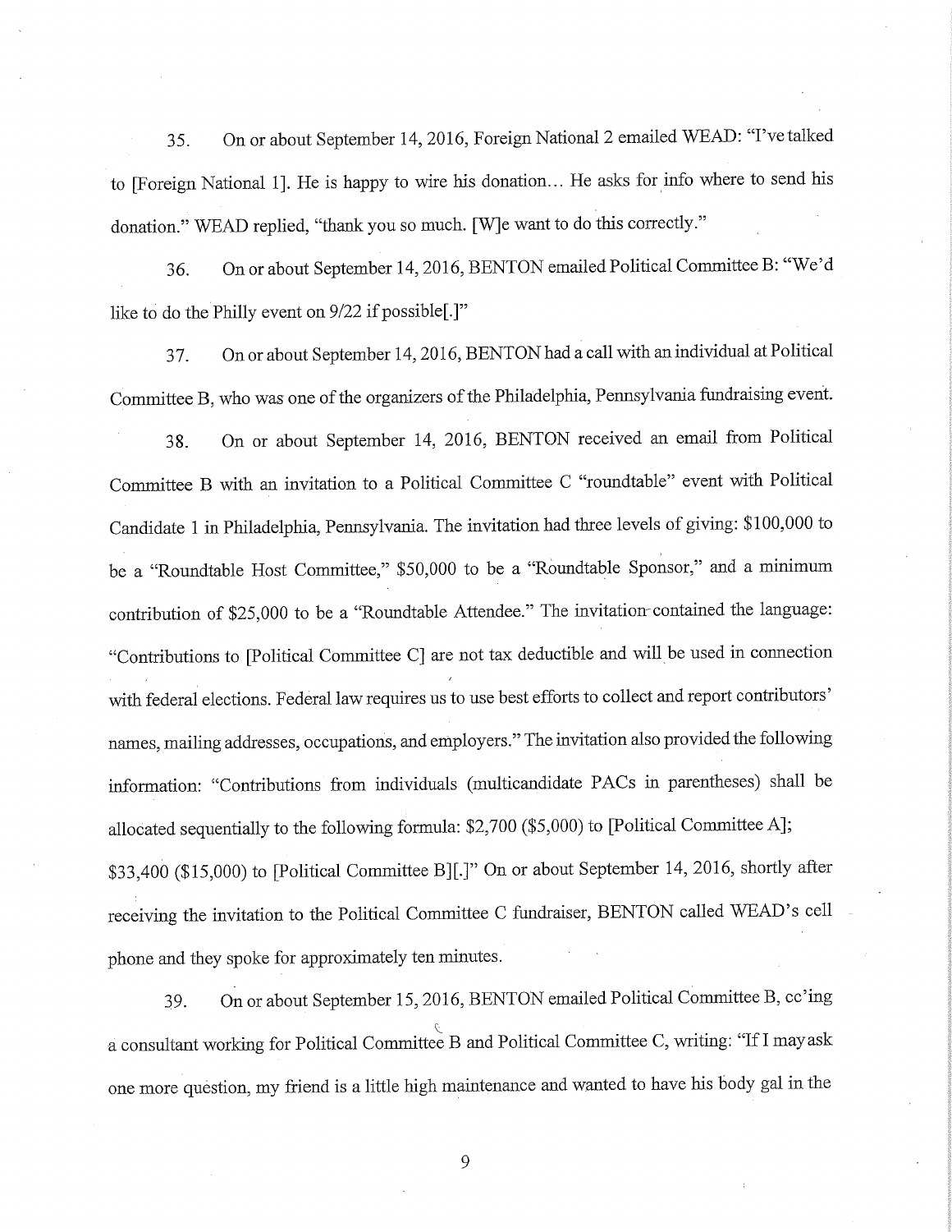35. On or about September 14, 2016, Foreign National 2 emailed WEAD: "I've talked to [Foreign National 1]. He is happy to wire his donation... He asks for info where to send his donation." WEAD replied, "thank you so much. [W]e want to do this correctly."

36. On or about September 14, 2016, BENTON emailed Political Committee B: "We'd like to do the Philly event on 9/22 if possible[.]"

37. On or about September 14, 2016, BENTON had a call with an individual at Political Committee B, who was one of the organizers of the Philadelphia, Pennsylvania fundraising event.

38. On or about September 14, 2016, BENTON received an email from Political Committee B with an invitation to a Political Committee C "roundtable" event with Political Candidate 1 in Philadelphia, Pennsylvania. The invitation had three levels of giving: $100,000 to be a "Roundtable Host Committee," $50,000 to be a "Roundtable Sponsor," and a minimum contribution of $25,000 to be a "Roundtable Attendee." The invitation contained the language: "Contributions to [Political Committee C] are not tax deductible and will be used in connection with federal elections. Federal law requires us to use best efforts to collect and report contributors' names, mailing addresses, occupations, and employers." The invitation also provided the following information: "Contributions from individuals (multicandidate PACs in parentheses) shall be allocated sequentially to the following formula: $2,700 ($5,000) to [Political Committee A]; $33,400 ($15,000) to [Political Committee B][.]" On or about September 14, 2016, shortly after receiving the invitation to the Political Committee C fundraiser, BENTON called WEAD's cell phone and they spoke for approximately ten minutes.

39. On or about September 15, 2016, BENTON emailed Political Committee B, cc'ing a consultant working for Political Committee B and Political Committee C, writing: "If I may ask one more question, my friend is a little high maintenance and wanted to have his body gal in the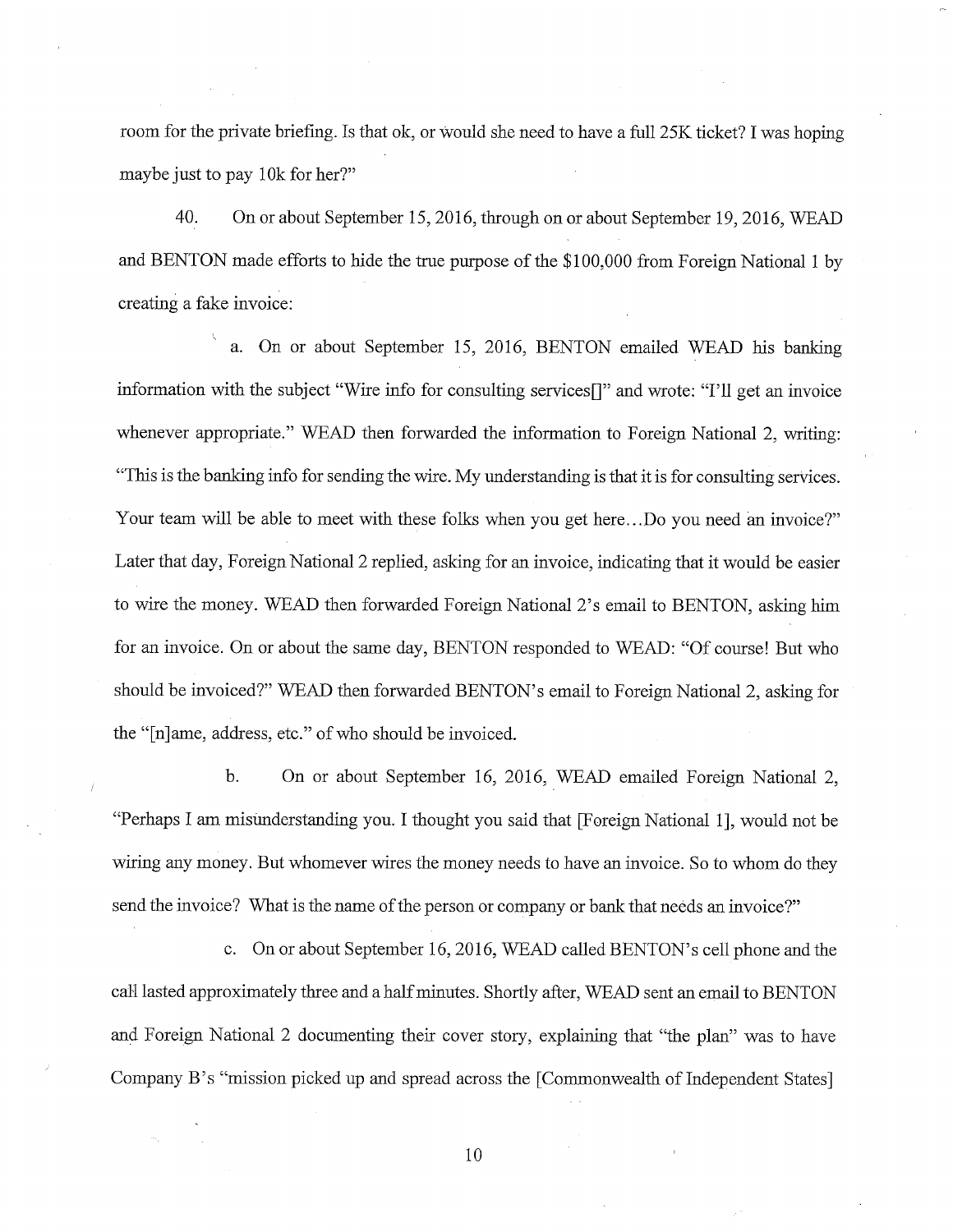room for the private briefing. Is that ok, or would she need to have a full 25K ticket? I was hoping maybe just to pay 10k for her?"

40. On or about September 15, 2016, through on or about September 19, 2016, WEAD and BENTON made efforts to hide the true purpose of the $100,000 from Foreign National 1 by creating a fake invoice:

a. On or about September 15, 2016, BENTON emailed WEAD his banking information with the subject "Wire info for consulting services[]" and wrote: "I'll get an invoice whenever appropriate." WEAD then forwarded the information to Foreign National 2, writing: "This is the banking info for sending the wire. My understanding is that it is for consulting services. Your team will be able to meet with these folks when you get here...Do you need an invoice?" Later that day, Foreign National 2 replied, asking for an invoice, indicating that it would be easier to wire the money. WEAD then forwarded Foreign National 2's email to BENTON, asking him for an invoice. On or about the same day, BENTON responded to WEAD: "Of course! But who should be invoiced?" WEAD then forwarded BENTON's email to Foreign National 2, asking for the "[n]ame, address, etc." of who should be invoiced.

b. On or about September 16, 2016, WEAD emailed Foreign National 2, "Perhaps I am misunderstanding you. I thought you said that [Foreign National 1], would not be wiring any money. But whomever wires the money needs to have an invoice. So to whom do they send the invoice? What is the name of the person or company or bank that needs an invoice?"

c. On or about September 16, 2016, WEAD called BENTON's cell phone and the call lasted approximately three and a half minutes. Shortly after, WEAD sent an email to BENTON and Foreign National 2 documenting their cover story, explaining that "the plan" was to have Company B's "mission picked up and spread across the [Commonwealth of Independent States]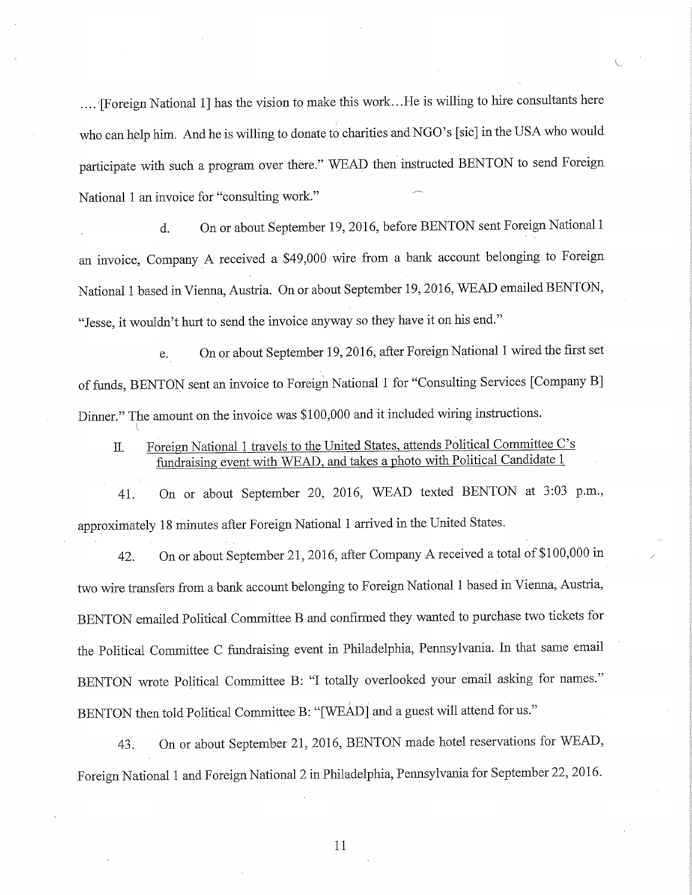.... [Foreign National 1] has the vision to make this work...He is willing to hire consultants here who can help him. And he is willing to donate to charities and NGO's [sic] in the USA who would participate with such a program over there." WEAD then instructed BENTON to send Foreign National 1 an invoice for "consulting work."

d. On or about September 19, 2016, before BENTON sent Foreign National 1 an invoice, Company A received a $49,000 wire from a bank account belonging to Foreign National 1 based in Vienna, Austria. On or about September 19, 2016, WEAD emailed BENTON, "Jesse, it wouldn't hurt to send the invoice anyway so they have it on his end."

e. On or about September 19, 2016, after Foreign National 1 wired the first set of funds, BENTON sent an invoice to Foreign National 1 for "Consulting Services [Company B] Dinner." The amount on the invoice was $100,000 and it included wiring instructions.

II. Foreign National 1 travels to the United States, attends Political Committee C's fundraising event with WEAD, and takes a photo with Political Candidate 1

41. On or about September 20, 2016, WEAD texted BENTON at 3:03 p.m., approximately 18 minutes after Foreign National 1 arrived in the United States.

42. On or about September 21, 2016, after Company A received a total of $100,000 in two wire transfers from a bank account belonging to Foreign National 1 based in Vienna, Austria, BENTON emailed Political Committee B and confirmed they wanted to purchase two tickets for the Political Committee C fundraising event in Philadelphia, Pennsylvania. In that same email BENTON wrote Political Committee B: "I totally overlooked your email asking for names." BENTON then told Political Committee B: "[WEAD] and a guest will attend for us."

43. On or about September 21, 2016, BENTON made hotel reservations for WEAD, Foreign National 1 and Foreign National 2 in Philadelphia, Pennsylvania for September 22, 2016.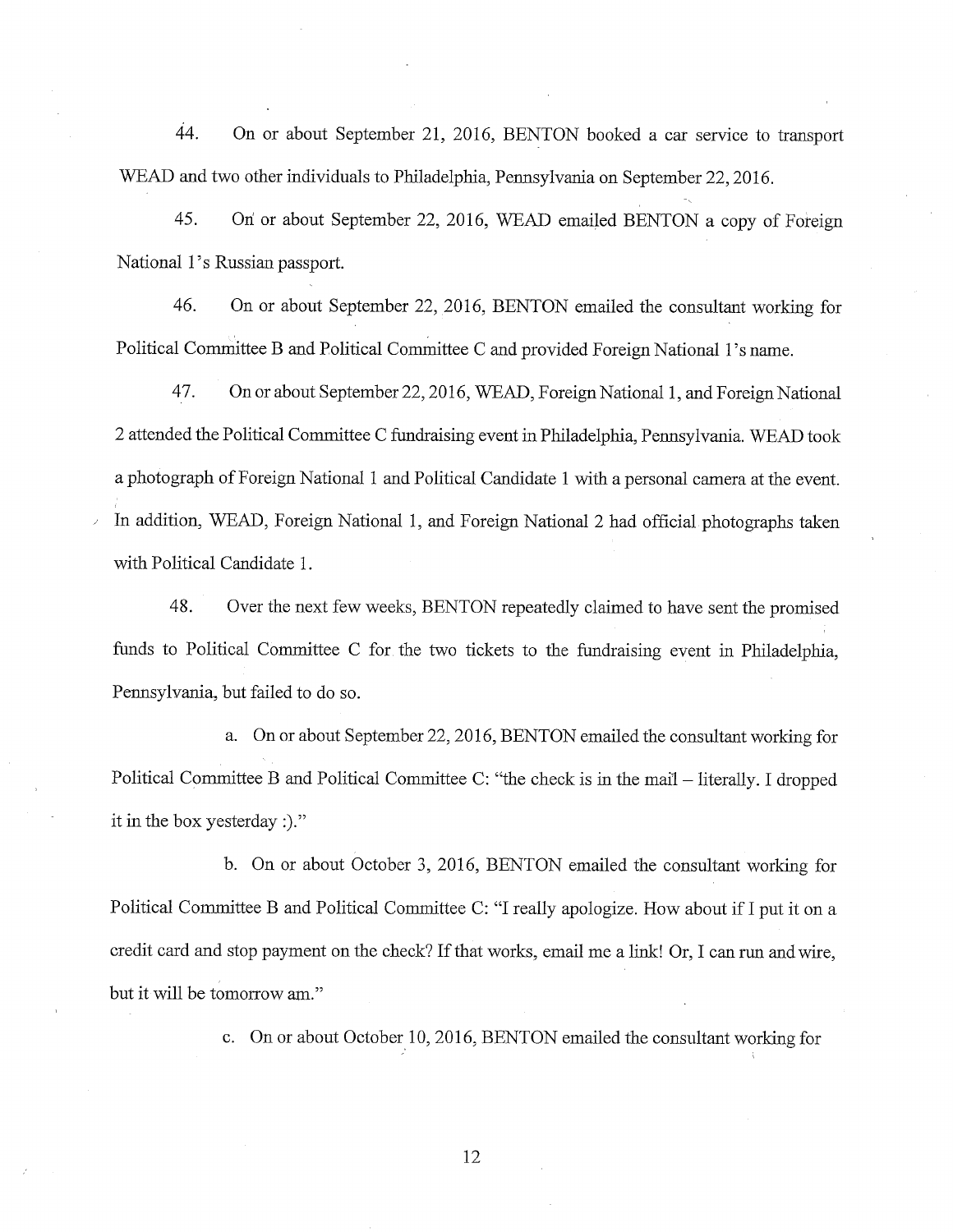44. On or about September 21, 2016, BENTON booked a car service to transport WEAD and two other individuals to Philadelphia, Pennsylvania on September 22, 2016.

45. On or about September 22, 2016, WEAD emailed BENTON a copy of Foreign National 1's Russian passport.

46. On or about September 22, 2016, BENTON emailed the consultant working for Political Committee B and Political Committee C and provided Foreign National 1's name.

47. On or about September 22, 2016, WEAD, Foreign National 1, and Foreign National 2 attended the Political Committee C fundraising event in Philadelphia, Pennsylvania. WEAD took a photograph of Foreign National 1 and Political Candidate 1 with a personal camera at the event. In addition, WEAD, Foreign National 1, and Foreign National 2 had official photographs taken with Political Candidate 1.

48. Over the next few weeks, BENTON repeatedly claimed to have sent the promised funds to Political Committee C for the two tickets to the fundraising event in Philadelphia, Pennsylvania, but failed to do so.

a. On or about September 22, 2016, BENTON emailed the consultant working for Political Committee B and Political Committee C: "the check is in the mail – literally. I dropped it in the box yesterday :)."

b. On or about October 3, 2016, BENTON emailed the consultant working for Political Committee B and Political Committee C: "I really apologize. How about if I put it on a credit card and stop payment on the check? If that works, email me a link! Or, I can run and wire, but it will be tomorrow am."

c. On or about October 10, 2016, BENTON emailed the consultant working for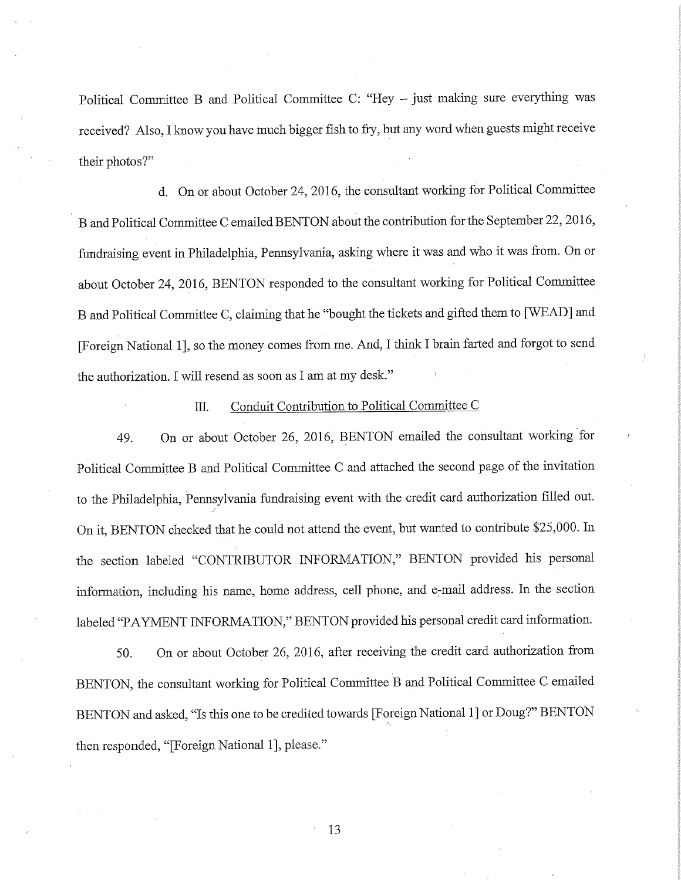Political Committee B and Political Committee C: "Hey – just making sure everything was received? Also, I know you have much bigger fish to fry, but any word when guests might receive their photos?"

d. On or about October 24, 2016, the consultant working for Political Committee B and Political Committee C emailed BENTON about the contribution for the September 22, 2016, fundraising event in Philadelphia, Pennsylvania, asking where it was and who it was from. On or about October 24, 2016, BENTON responded to the consultant working for Political Committee B and Political Committee C, claiming that he "bought the tickets and gifted them to [WEAD] and [Foreign National 1], so the money comes from me. And, I think I brain farted and forgot to send the authorization. I will resend as soon as I am at my desk."

## III. Conduit Contribution to Political Committee C

49. On or about October 26, 2016, BENTON emailed the consultant working for Political Committee B and Political Committee C and attached the second page of the invitation to the Philadelphia, Pennsylvania fundraising event with the credit card authorization filled out. On it, BENTON checked that he could not attend the event, but wanted to contribute $25,000. In the section labeled "CONTRIBUTOR INFORMATION," BENTON provided his personal information, including his name, home address, cell phone, and e-mail address. In the section labeled "PAYMENT INFORMATION," BENTON provided his personal credit card information.

50. On or about October 26, 2016, after receiving the credit card authorization from BENTON, the consultant working for Political Committee B and Political Committee C emailed BENTON and asked, "Is this one to be credited towards [Foreign National 1] or Doug?" BENTON then responded, "[Foreign National 1], please."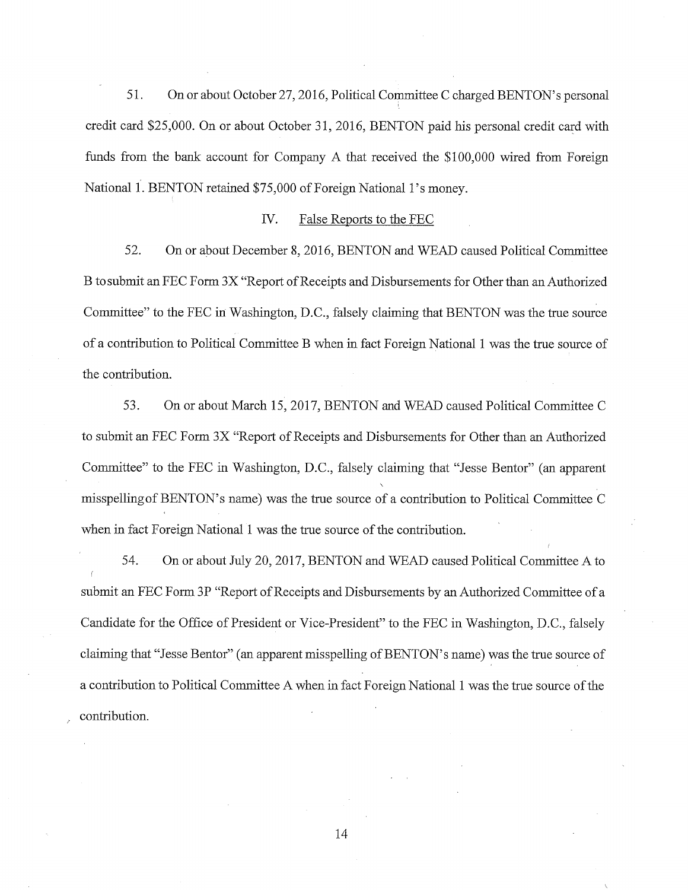51. On or about October 27, 2016, Political Committee C charged BENTON's personal credit card $25,000. On or about October 31, 2016, BENTON paid his personal credit card with funds from the bank account for Company A that received the $100,000 wired from Foreign National 1. BENTON retained $75,000 of Foreign National 1's money.

## IV. False Reports to the FEC

52. On or about December 8, 2016, BENTON and WEAD caused Political Committee B to submit an FEC Form 3X "Report of Receipts and Disbursements for Other than an Authorized Committee" to the FEC in Washington, D.C., falsely claiming that BENTON was the true source of a contribution to Political Committee B when in fact Foreign National 1 was the true source of the contribution.

53. On or about March 15, 2017, BENTON and WEAD caused Political Committee C to submit an FEC Form 3X "Report of Receipts and Disbursements for Other than an Authorized Committee" to the FEC in Washington, D.C., falsely claiming that "Jesse Bentor" (an apparent misspelling of BENTON's name) was the true source of a contribution to Political Committee C when in fact Foreign National 1 was the true source of the contribution.

54. On or about July 20, 2017, BENTON and WEAD caused Political Committee A to submit an FEC Form 3P "Report of Receipts and Disbursements by an Authorized Committee of a Candidate for the Office of President or Vice-President" to the FEC in Washington, D.C., falsely claiming that "Jesse Bentor" (an apparent misspelling of BENTON's name) was the true source of a contribution to Political Committee A when in fact Foreign National 1 was the true source of the contribution.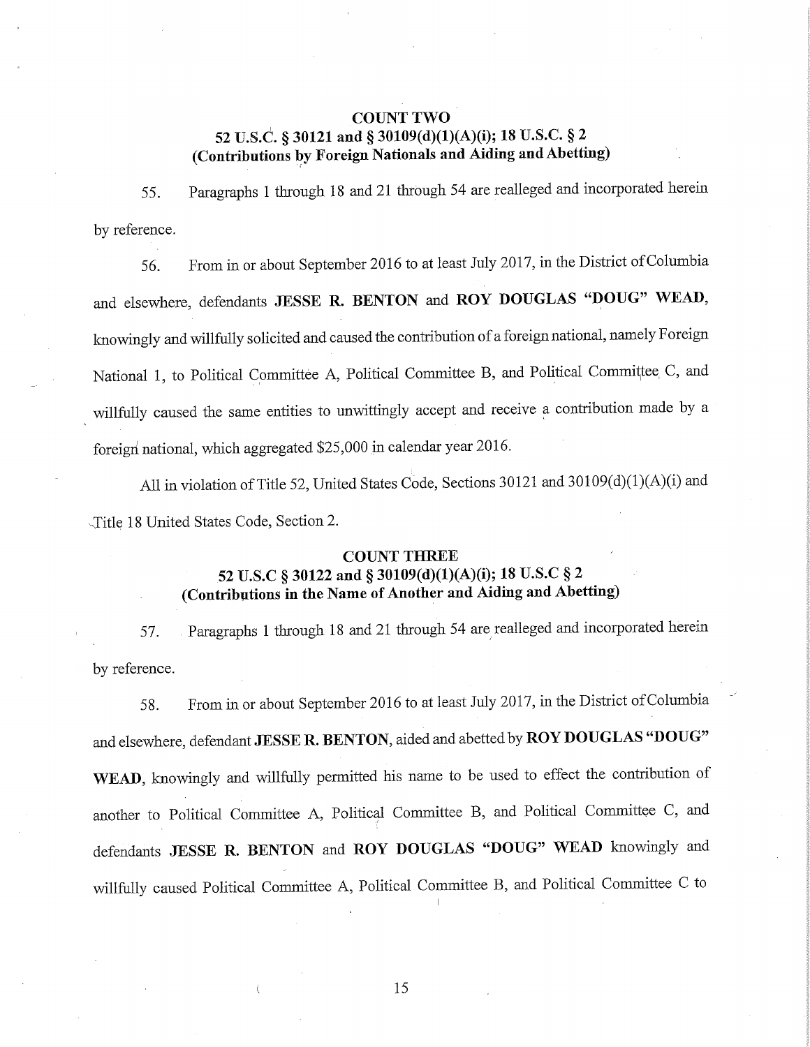### COUNT TWO
### 52 U.S.C. § 30121 and § 30109(d)(1)(A)(i); 18 U.S.C. § 2
### (Contributions by Foreign Nationals and Aiding and Abetting)

55. Paragraphs 1 through 18 and 21 through 54 are realleged and incorporated herein by reference.

56. From in or about September 2016 to at least July 2017, in the District of Columbia and elsewhere, defendants **JESSE R. BENTON** and **ROY DOUGLAS "DOUG" WEAD**, knowingly and willfully solicited and caused the contribution of a foreign national, namely Foreign National 1, to Political Committee A, Political Committee B, and Political Committee C, and willfully caused the same entities to unwittingly accept and receive a contribution made by a foreign national, which aggregated $25,000 in calendar year 2016.

All in violation of Title 52, United States Code, Sections 30121 and 30109(d)(1)(A)(i) and Title 18 United States Code, Section 2.

### COUNT THREE
### 52 U.S.C § 30122 and § 30109(d)(1)(A)(i); 18 U.S.C § 2
### (Contributions in the Name of Another and Aiding and Abetting)

57. Paragraphs 1 through 18 and 21 through 54 are realleged and incorporated herein by reference.

58. From in or about September 2016 to at least July 2017, in the District of Columbia and elsewhere, defendant **JESSE R. BENTON**, aided and abetted by **ROY DOUGLAS "DOUG" WEAD**, knowingly and willfully permitted his name to be used to effect the contribution of another to Political Committee A, Political Committee B, and Political Committee C, and defendants **JESSE R. BENTON** and **ROY DOUGLAS "DOUG" WEAD** knowingly and willfully caused Political Committee A, Political Committee B, and Political Committee C to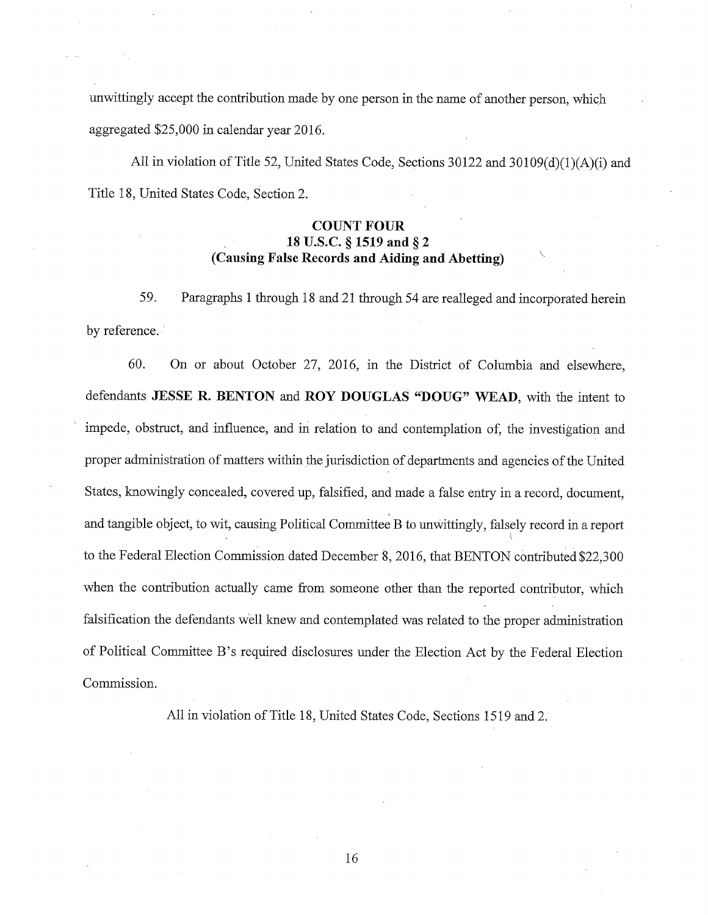unwittingly accept the contribution made by one person in the name of another person, which aggregated $25,000 in calendar year 2016.

All in violation of Title 52, United States Code, Sections 30122 and 30109(d)(1)(A)(i) and Title 18, United States Code, Section 2.

**COUNT FOUR**
**18 U.S.C. § 1519 and § 2**
**(Causing False Records and Aiding and Abetting)**

59. Paragraphs 1 through 18 and 21 through 54 are realleged and incorporated herein by reference.

60. On or about October 27, 2016, in the District of Columbia and elsewhere, defendants **JESSE R. BENTON** and **ROY DOUGLAS "DOUG" WEAD**, with the intent to impede, obstruct, and influence, and in relation to and contemplation of, the investigation and proper administration of matters within the jurisdiction of departments and agencies of the United States, knowingly concealed, covered up, falsified, and made a false entry in a record, document, and tangible object, to wit, causing Political Committee B to unwittingly, falsely record in a report to the Federal Election Commission dated December 8, 2016, that BENTON contributed $22,300 when the contribution actually came from someone other than the reported contributor, which falsification the defendants well knew and contemplated was related to the proper administration of Political Committee B's required disclosures under the Election Act by the Federal Election Commission.

All in violation of Title 18, United States Code, Sections 1519 and 2.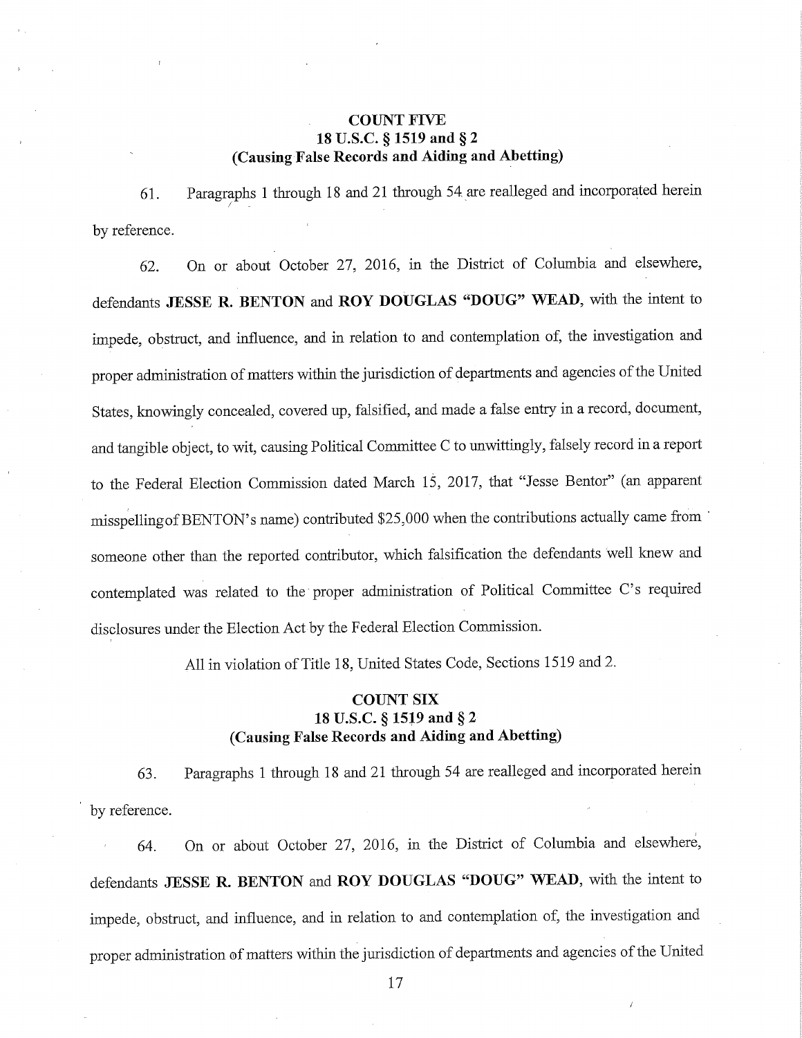**COUNT FIVE**
**18 U.S.C. § 1519 and § 2**
**(Causing False Records and Aiding and Abetting)**

61. Paragraphs 1 through 18 and 21 through 54 are realleged and incorporated herein by reference.

62. On or about October 27, 2016, in the District of Columbia and elsewhere, defendants **JESSE R. BENTON** and **ROY DOUGLAS "DOUG" WEAD**, with the intent to impede, obstruct, and influence, and in relation to and contemplation of, the investigation and proper administration of matters within the jurisdiction of departments and agencies of the United States, knowingly concealed, covered up, falsified, and made a false entry in a record, document, and tangible object, to wit, causing Political Committee C to unwittingly, falsely record in a report to the Federal Election Commission dated March 15, 2017, that "Jesse Bentor" (an apparent misspellingof BENTON's name) contributed $25,000 when the contributions actually came from someone other than the reported contributor, which falsification the defendants well knew and contemplated was related to the proper administration of Political Committee C's required disclosures under the Election Act by the Federal Election Commission.

All in violation of Title 18, United States Code, Sections 1519 and 2.

**COUNT SIX**
**18 U.S.C. § 1519 and § 2**
**(Causing False Records and Aiding and Abetting)**

63. Paragraphs 1 through 18 and 21 through 54 are realleged and incorporated herein by reference.

64. On or about October 27, 2016, in the District of Columbia and elsewhere, defendants **JESSE R. BENTON** and **ROY DOUGLAS "DOUG" WEAD**, with the intent to impede, obstruct, and influence, and in relation to and contemplation of, the investigation and proper administration of matters within the jurisdiction of departments and agencies of the United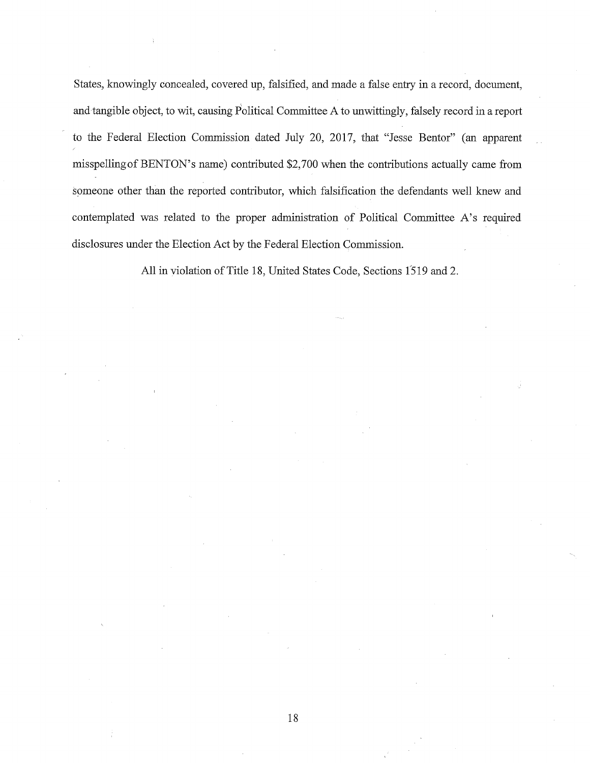States, knowingly concealed, covered up, falsified, and made a false entry in a record, document, and tangible object, to wit, causing Political Committee A to unwittingly, falsely record in a report to the Federal Election Commission dated July 20, 2017, that "Jesse Bentor" (an apparent misspelling of BENTON's name) contributed $2,700 when the contributions actually came from someone other than the reported contributor, which falsification the defendants well knew and contemplated was related to the proper administration of Political Committee A's required disclosures under the Election Act by the Federal Election Commission.

All in violation of Title 18, United States Code, Sections 1519 and 2.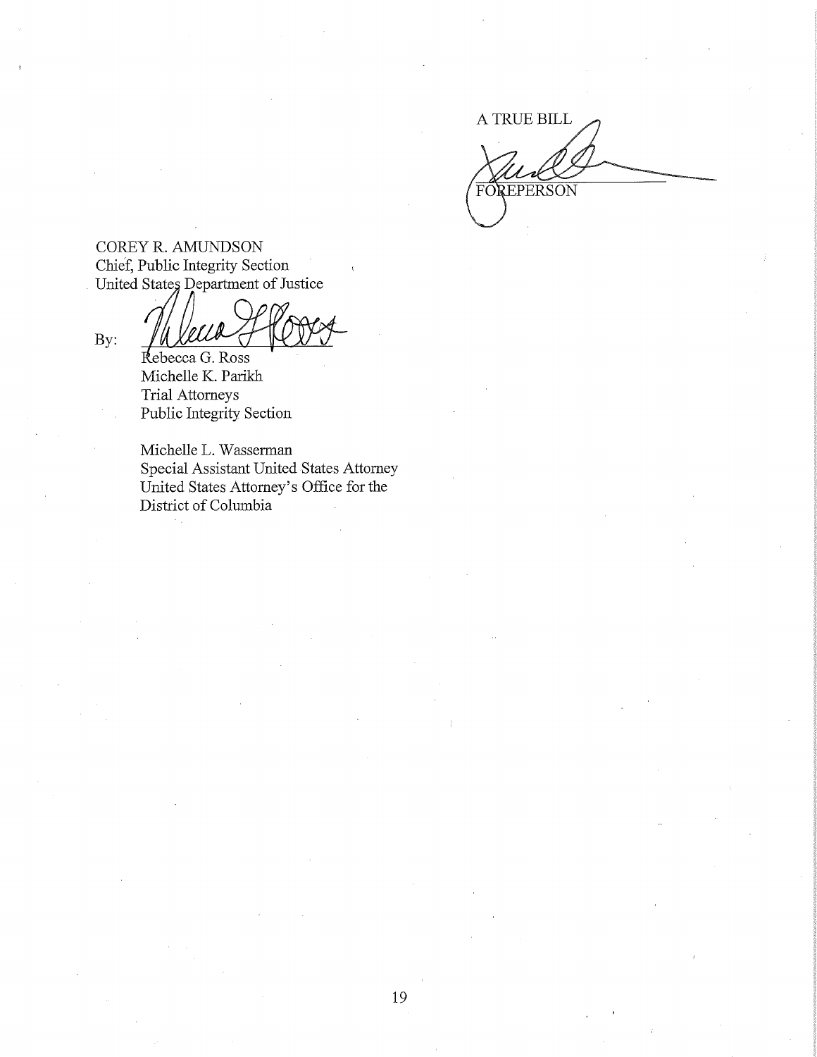A TRUE BILL

FOREPERSON

COREY R. AMUNDSON
Chief, Public Integrity Section
United States Department of Justice

By:

Rebecca G. Ross
Michelle K. Parikh
Trial Attorneys
Public Integrity Section

Michelle L. Wasserman
Special Assistant United States Attorney
United States Attorney's Office for the
District of Columbia